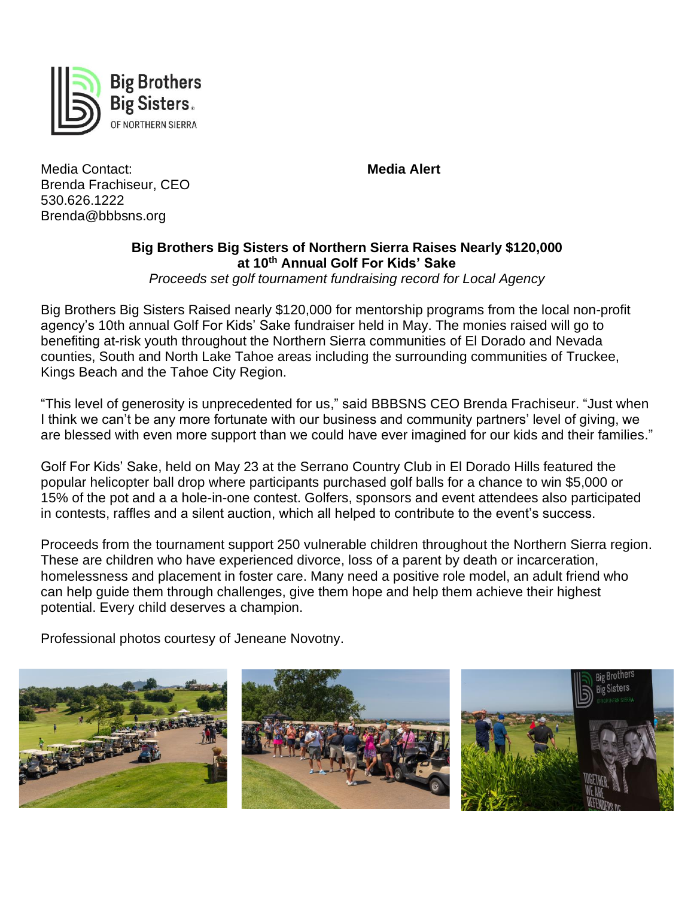Media Contact:
Brenda Frachiseur, CEO
530.626.1222
Brenda@bbbsns.org

**Media Alert**

**Big Brothers Big Sisters of Northern Sierra Raises Nearly $120,000 at 10th Annual Golf For Kids' Sake**

*Proceeds set golf tournament fundraising record for Local Agency*

Big Brothers Big Sisters Raised nearly $120,000 for mentorship programs from the local non-profit agency's 10th annual Golf For Kids' Sake fundraiser held in May. The monies raised will go to benefiting at-risk youth throughout the Northern Sierra communities of El Dorado and Nevada counties, South and North Lake Tahoe areas including the surrounding communities of Truckee, Kings Beach and the Tahoe City Region.

"This level of generosity is unprecedented for us," said BBBSNS CEO Brenda Frachiseur. "Just when I think we can't be any more fortunate with our business and community partners' level of giving, we are blessed with even more support than we could have ever imagined for our kids and their families."

Golf For Kids' Sake, held on May 23 at the Serrano Country Club in El Dorado Hills featured the popular helicopter ball drop where participants purchased golf balls for a chance to win $5,000 or 15% of the pot and a a hole-in-one contest. Golfers, sponsors and event attendees also participated in contests, raffles and a silent auction, which all helped to contribute to the event's success.

Proceeds from the tournament support 250 vulnerable children throughout the Northern Sierra region. These are children who have experienced divorce, loss of a parent by death or incarceration, homelessness and placement in foster care. Many need a positive role model, an adult friend who can help guide them through challenges, give them hope and help them achieve their highest potential. Every child deserves a champion.

Professional photos courtesy of Jeneane Novotny.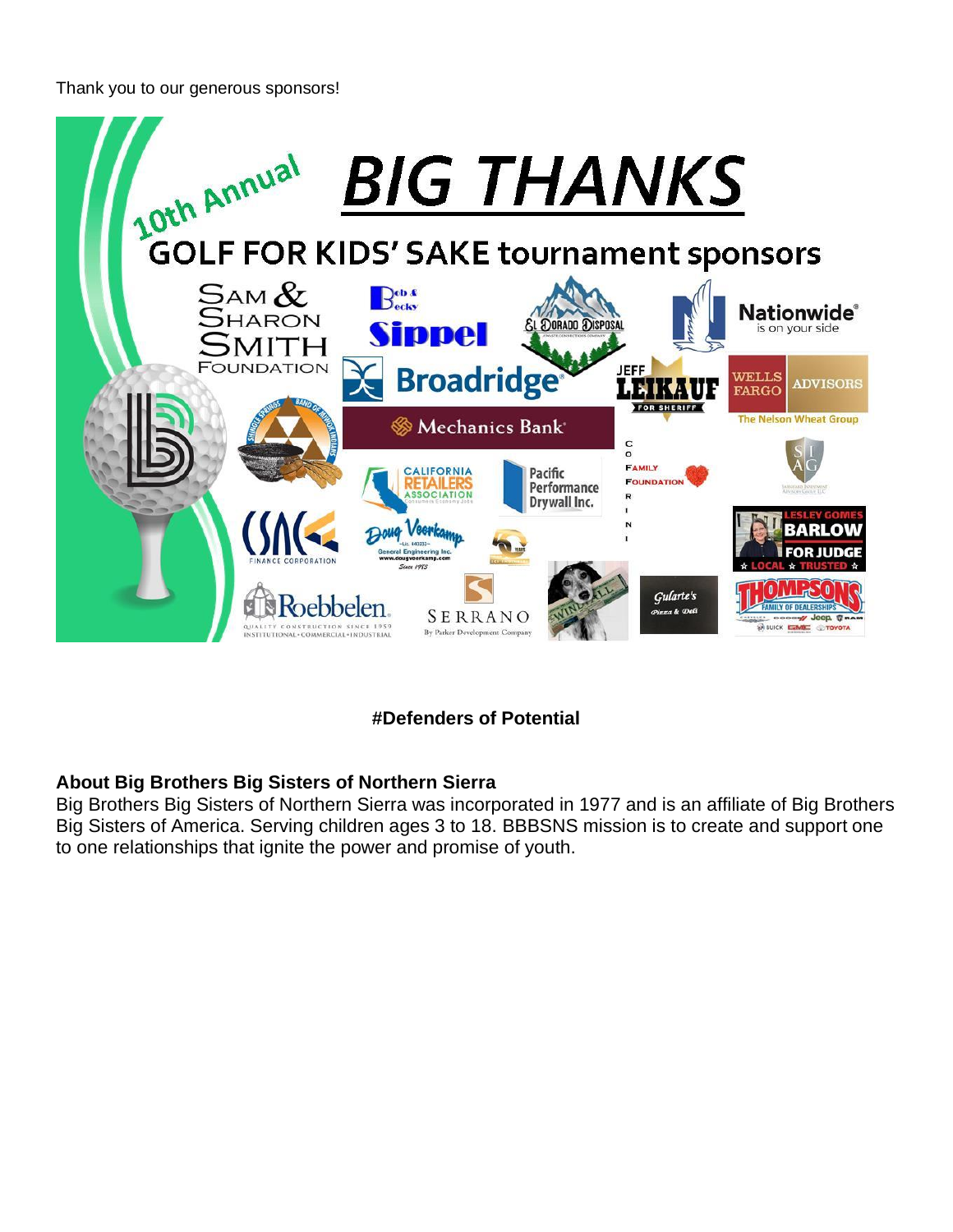Thank you to our generous sponsors!

10th Annual

# BIG THANKS

## GOLF FOR KIDS' SAKE tournament sponsors

Sam & Sharon Smith Foundation

Bob & Becky Sippel

El Dorado Disposal

Nationwide is on your side

Broadridge

Jeff Leikauf for Sheriff

Wells Fargo Advisors – The Nelson Wheat Group

Mechanics Bank

Shingle Springs Band of Miwok Indians

Corini Family Foundation

SIAG

California Retailers Association

Pacific Performance Drywall Inc.

CSAC Finance Corporation

Doug Veerkamp General Engineering Inc. – www.dougveerkamp.com – Since 1983

Lesley Gomes Barlow for Judge – Local ★ Trusted

Roebbelen – Quality Construction Since 1959 – Institutional • Commercial • Industrial

Serrano By Parker Development Company

Gularte's Pizza & Deli

Thompsons Family of Dealerships

**#Defenders of Potential**

**About Big Brothers Big Sisters of Northern Sierra**

Big Brothers Big Sisters of Northern Sierra was incorporated in 1977 and is an affiliate of Big Brothers Big Sisters of America. Serving children ages 3 to 18. BBBSNS mission is to create and support one to one relationships that ignite the power and promise of youth.